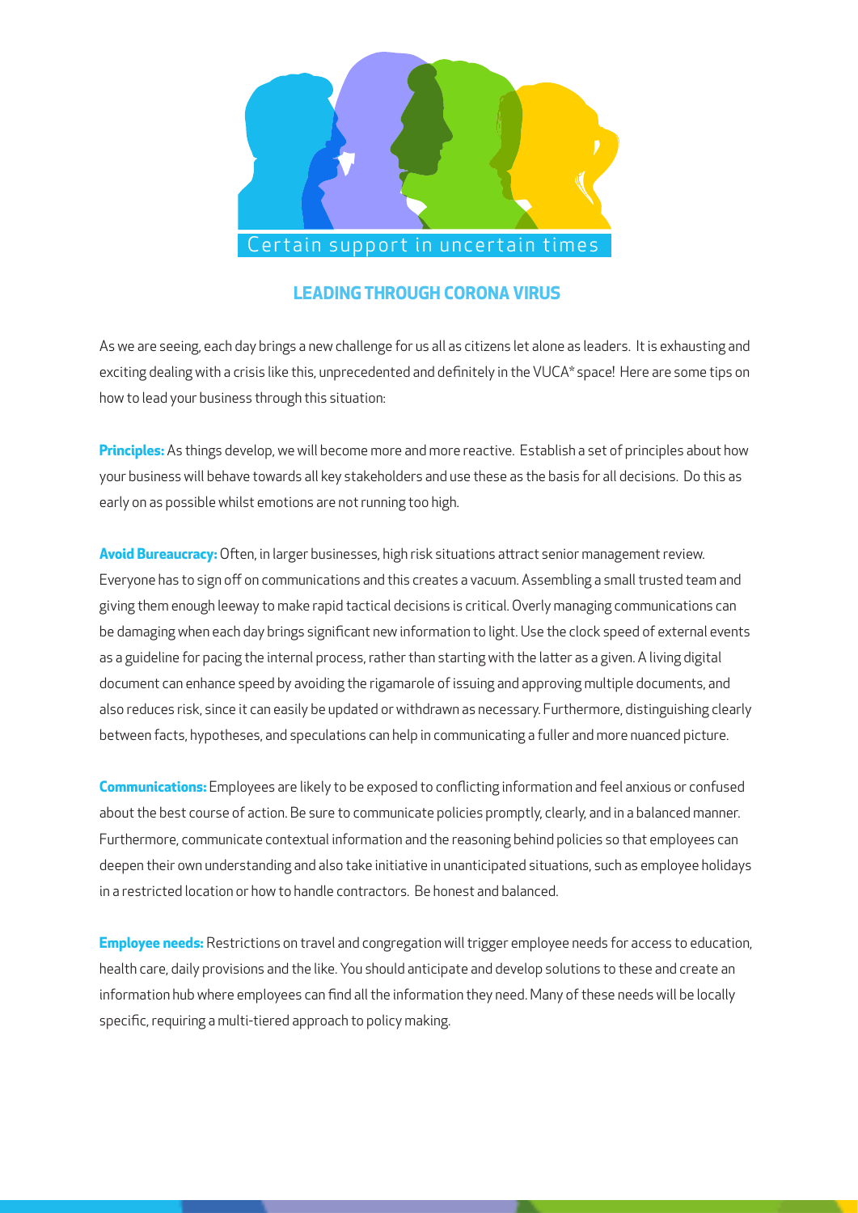Certain support in uncertain times

## LEADING THROUGH CORONA VIRUS

As we are seeing, each day brings a new challenge for us all as citizens let alone as leaders. It is exhausting and exciting dealing with a crisis like this, unprecedented and definitely in the VUCA* space! Here are some tips on how to lead your business through this situation:

**Principles:** As things develop, we will become more and more reactive. Establish a set of principles about how your business will behave towards all key stakeholders and use these as the basis for all decisions. Do this as early on as possible whilst emotions are not running too high.

**Avoid Bureaucracy:** Often, in larger businesses, high risk situations attract senior management review. Everyone has to sign off on communications and this creates a vacuum. Assembling a small trusted team and giving them enough leeway to make rapid tactical decisions is critical. Overly managing communications can be damaging when each day brings significant new information to light. Use the clock speed of external events as a guideline for pacing the internal process, rather than starting with the latter as a given. A living digital document can enhance speed by avoiding the rigamarole of issuing and approving multiple documents, and also reduces risk, since it can easily be updated or withdrawn as necessary. Furthermore, distinguishing clearly between facts, hypotheses, and speculations can help in communicating a fuller and more nuanced picture.

**Communications:** Employees are likely to be exposed to conflicting information and feel anxious or confused about the best course of action. Be sure to communicate policies promptly, clearly, and in a balanced manner. Furthermore, communicate contextual information and the reasoning behind policies so that employees can deepen their own understanding and also take initiative in unanticipated situations, such as employee holidays in a restricted location or how to handle contractors. Be honest and balanced.

**Employee needs:** Restrictions on travel and congregation will trigger employee needs for access to education, health care, daily provisions and the like. You should anticipate and develop solutions to these and create an information hub where employees can find all the information they need. Many of these needs will be locally specific, requiring a multi-tiered approach to policy making.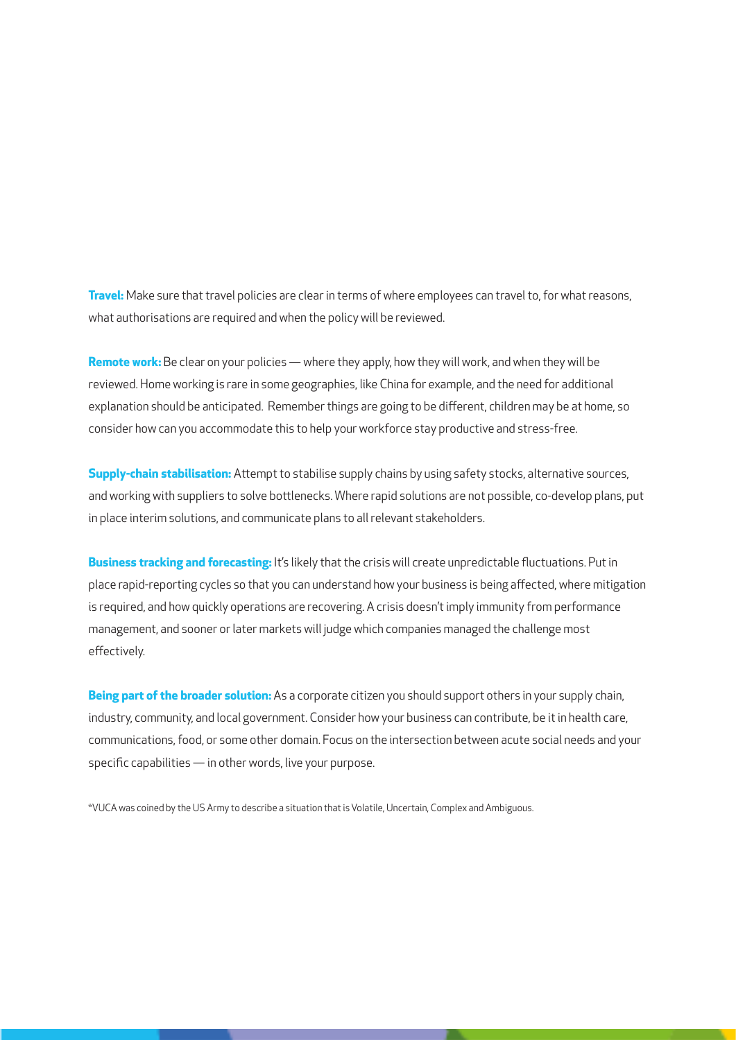**Travel:** Make sure that travel policies are clear in terms of where employees can travel to, for what reasons, what authorisations are required and when the policy will be reviewed.

**Remote work:** Be clear on your policies — where they apply, how they will work, and when they will be reviewed. Home working is rare in some geographies, like China for example, and the need for additional explanation should be anticipated. Remember things are going to be different, children may be at home, so consider how can you accommodate this to help your workforce stay productive and stress-free.

**Supply-chain stabilisation:** Attempt to stabilise supply chains by using safety stocks, alternative sources, and working with suppliers to solve bottlenecks. Where rapid solutions are not possible, co-develop plans, put in place interim solutions, and communicate plans to all relevant stakeholders.

**Business tracking and forecasting:** It's likely that the crisis will create unpredictable fluctuations. Put in place rapid-reporting cycles so that you can understand how your business is being affected, where mitigation is required, and how quickly operations are recovering. A crisis doesn't imply immunity from performance management, and sooner or later markets will judge which companies managed the challenge most effectively.

**Being part of the broader solution:** As a corporate citizen you should support others in your supply chain, industry, community, and local government. Consider how your business can contribute, be it in health care, communications, food, or some other domain. Focus on the intersection between acute social needs and your specific capabilities — in other words, live your purpose.

*VUCA was coined by the US Army to describe a situation that is Volatile, Uncertain, Complex and Ambiguous.